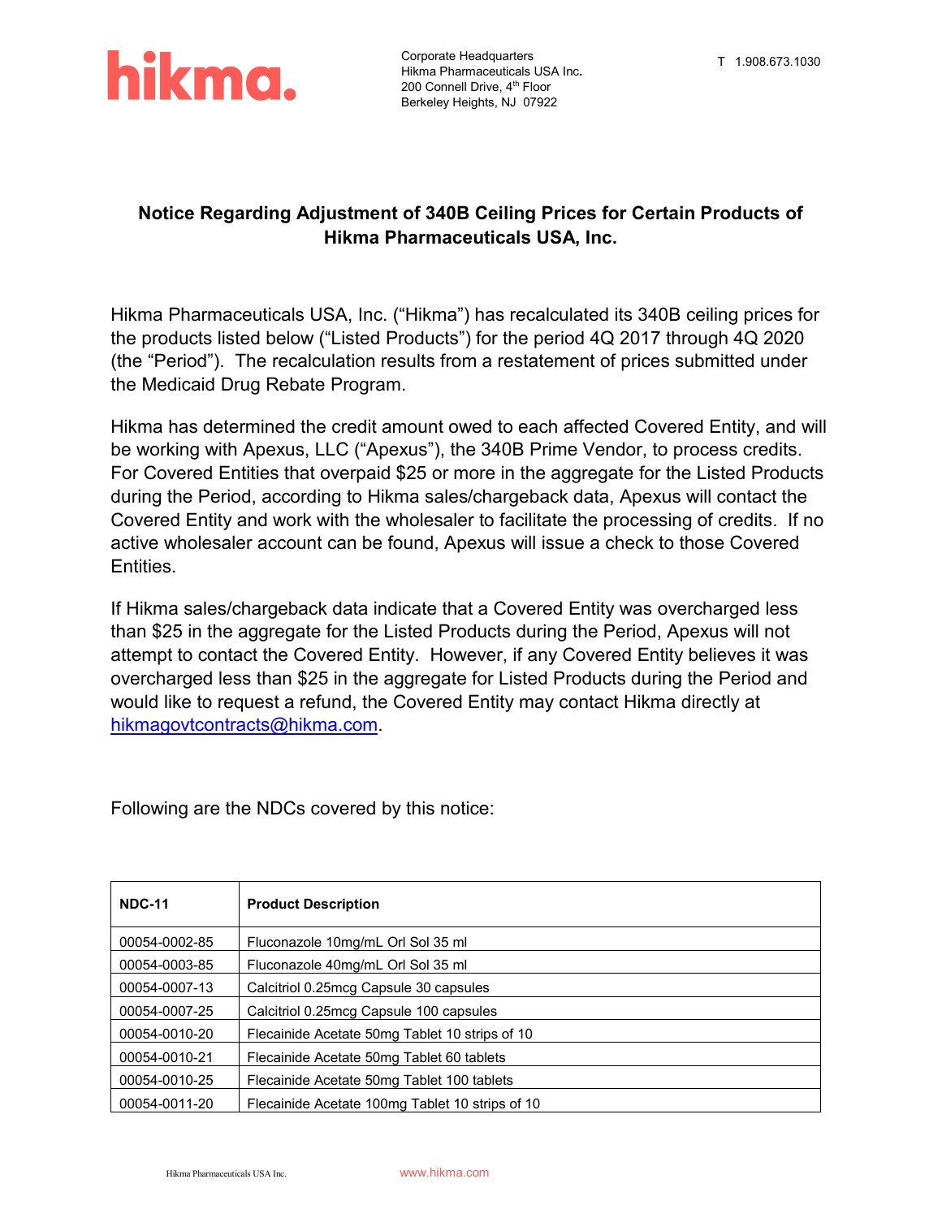hikma.

Corporate Headquarters
Hikma Pharmaceuticals USA Inc.
200 Connell Drive, 4th Floor
Berkeley Heights, NJ 07922

T 1.908.673.1030

## Notice Regarding Adjustment of 340B Ceiling Prices for Certain Products of Hikma Pharmaceuticals USA, Inc.

Hikma Pharmaceuticals USA, Inc. ("Hikma") has recalculated its 340B ceiling prices for the products listed below ("Listed Products") for the period 4Q 2017 through 4Q 2020 (the "Period"). The recalculation results from a restatement of prices submitted under the Medicaid Drug Rebate Program.

Hikma has determined the credit amount owed to each affected Covered Entity, and will be working with Apexus, LLC ("Apexus"), the 340B Prime Vendor, to process credits. For Covered Entities that overpaid $25 or more in the aggregate for the Listed Products during the Period, according to Hikma sales/chargeback data, Apexus will contact the Covered Entity and work with the wholesaler to facilitate the processing of credits. If no active wholesaler account can be found, Apexus will issue a check to those Covered Entities.

If Hikma sales/chargeback data indicate that a Covered Entity was overcharged less than $25 in the aggregate for the Listed Products during the Period, Apexus will not attempt to contact the Covered Entity. However, if any Covered Entity believes it was overcharged less than $25 in the aggregate for Listed Products during the Period and would like to request a refund, the Covered Entity may contact Hikma directly at hikmagovtcontracts@hikma.com.

Following are the NDCs covered by this notice:

| NDC-11 | Product Description |
|---|---|
| 00054-0002-85 | Fluconazole 10mg/mL Orl Sol 35 ml |
| 00054-0003-85 | Fluconazole 40mg/mL Orl Sol 35 ml |
| 00054-0007-13 | Calcitriol 0.25mcg Capsule 30 capsules |
| 00054-0007-25 | Calcitriol 0.25mcg Capsule 100 capsules |
| 00054-0010-20 | Flecainide Acetate 50mg Tablet 10 strips of 10 |
| 00054-0010-21 | Flecainide Acetate 50mg Tablet 60 tablets |
| 00054-0010-25 | Flecainide Acetate 50mg Tablet 100 tablets |
| 00054-0011-20 | Flecainide Acetate 100mg Tablet 10 strips of 10 |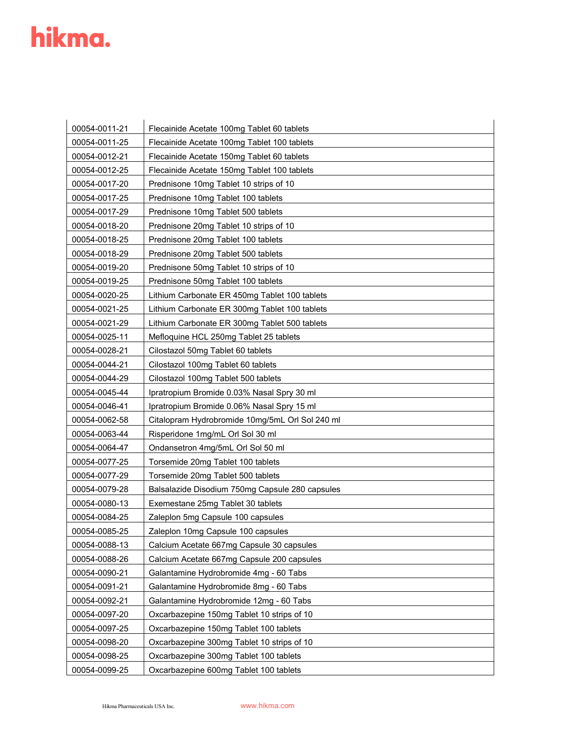| 00054-0011-21 | Flecainide Acetate 100mg Tablet 60 tablets |
|---|---|
| 00054-0011-25 | Flecainide Acetate 100mg Tablet 100 tablets |
| 00054-0012-21 | Flecainide Acetate 150mg Tablet 60 tablets |
| 00054-0012-25 | Flecainide Acetate 150mg Tablet 100 tablets |
| 00054-0017-20 | Prednisone 10mg Tablet 10 strips of 10 |
| 00054-0017-25 | Prednisone 10mg Tablet 100 tablets |
| 00054-0017-29 | Prednisone 10mg Tablet 500 tablets |
| 00054-0018-20 | Prednisone 20mg Tablet 10 strips of 10 |
| 00054-0018-25 | Prednisone 20mg Tablet 100 tablets |
| 00054-0018-29 | Prednisone 20mg Tablet 500 tablets |
| 00054-0019-20 | Prednisone 50mg Tablet 10 strips of 10 |
| 00054-0019-25 | Prednisone 50mg Tablet 100 tablets |
| 00054-0020-25 | Lithium Carbonate ER 450mg Tablet 100 tablets |
| 00054-0021-25 | Lithium Carbonate ER 300mg Tablet 100 tablets |
| 00054-0021-29 | Lithium Carbonate ER 300mg Tablet 500 tablets |
| 00054-0025-11 | Mefloquine HCL 250mg Tablet 25 tablets |
| 00054-0028-21 | Cilostazol 50mg Tablet 60 tablets |
| 00054-0044-21 | Cilostazol 100mg Tablet 60 tablets |
| 00054-0044-29 | Cilostazol 100mg Tablet 500 tablets |
| 00054-0045-44 | Ipratropium Bromide 0.03% Nasal Spry 30 ml |
| 00054-0046-41 | Ipratropium Bromide 0.06% Nasal Spry 15 ml |
| 00054-0062-58 | Citalopram Hydrobromide 10mg/5mL Orl Sol 240 ml |
| 00054-0063-44 | Risperidone 1mg/mL Orl Sol 30 ml |
| 00054-0064-47 | Ondansetron 4mg/5mL Orl Sol 50 ml |
| 00054-0077-25 | Torsemide 20mg Tablet 100 tablets |
| 00054-0077-29 | Torsemide 20mg Tablet 500 tablets |
| 00054-0079-28 | Balsalazide Disodium 750mg Capsule 280 capsules |
| 00054-0080-13 | Exemestane 25mg Tablet 30 tablets |
| 00054-0084-25 | Zaleplon 5mg Capsule 100 capsules |
| 00054-0085-25 | Zaleplon 10mg Capsule 100 capsules |
| 00054-0088-13 | Calcium Acetate 667mg Capsule 30 capsules |
| 00054-0088-26 | Calcium Acetate 667mg Capsule 200 capsules |
| 00054-0090-21 | Galantamine Hydrobromide 4mg - 60 Tabs |
| 00054-0091-21 | Galantamine Hydrobromide 8mg - 60 Tabs |
| 00054-0092-21 | Galantamine Hydrobromide 12mg - 60 Tabs |
| 00054-0097-20 | Oxcarbazepine 150mg Tablet 10 strips of 10 |
| 00054-0097-25 | Oxcarbazepine 150mg Tablet 100 tablets |
| 00054-0098-20 | Oxcarbazepine 300mg Tablet 10 strips of 10 |
| 00054-0098-25 | Oxcarbazepine 300mg Tablet 100 tablets |
| 00054-0099-25 | Oxcarbazepine 600mg Tablet 100 tablets |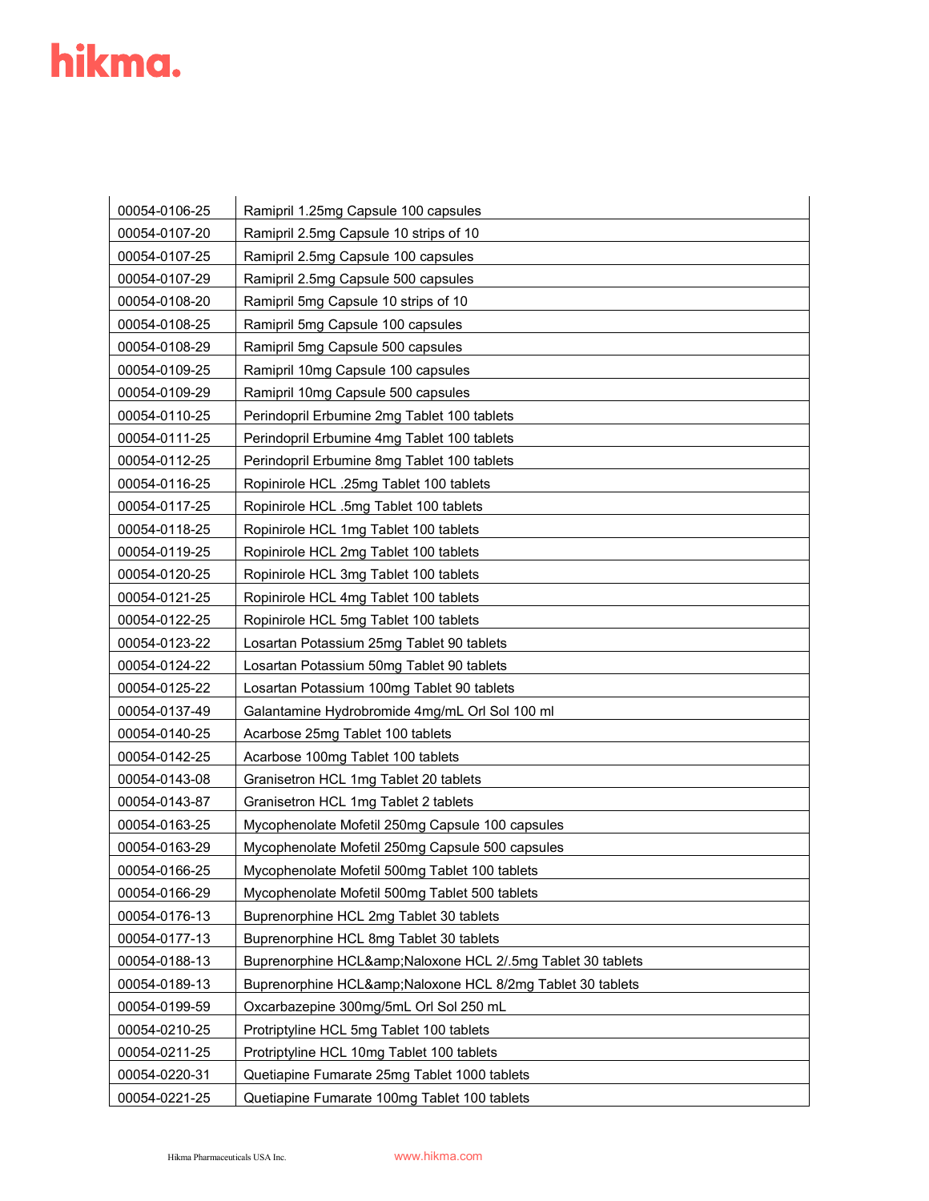| 00054-0106-25 | Ramipril 1.25mg Capsule 100 capsules |
|---|---|
| 00054-0107-20 | Ramipril 2.5mg Capsule 10 strips of 10 |
| 00054-0107-25 | Ramipril 2.5mg Capsule 100 capsules |
| 00054-0107-29 | Ramipril 2.5mg Capsule 500 capsules |
| 00054-0108-20 | Ramipril 5mg Capsule 10 strips of 10 |
| 00054-0108-25 | Ramipril 5mg Capsule 100 capsules |
| 00054-0108-29 | Ramipril 5mg Capsule 500 capsules |
| 00054-0109-25 | Ramipril 10mg Capsule 100 capsules |
| 00054-0109-29 | Ramipril 10mg Capsule 500 capsules |
| 00054-0110-25 | Perindopril Erbumine 2mg Tablet 100 tablets |
| 00054-0111-25 | Perindopril Erbumine 4mg Tablet 100 tablets |
| 00054-0112-25 | Perindopril Erbumine 8mg Tablet 100 tablets |
| 00054-0116-25 | Ropinirole HCL .25mg Tablet 100 tablets |
| 00054-0117-25 | Ropinirole HCL .5mg Tablet 100 tablets |
| 00054-0118-25 | Ropinirole HCL 1mg Tablet 100 tablets |
| 00054-0119-25 | Ropinirole HCL 2mg Tablet 100 tablets |
| 00054-0120-25 | Ropinirole HCL 3mg Tablet 100 tablets |
| 00054-0121-25 | Ropinirole HCL 4mg Tablet 100 tablets |
| 00054-0122-25 | Ropinirole HCL 5mg Tablet 100 tablets |
| 00054-0123-22 | Losartan Potassium 25mg Tablet 90 tablets |
| 00054-0124-22 | Losartan Potassium 50mg Tablet 90 tablets |
| 00054-0125-22 | Losartan Potassium 100mg Tablet 90 tablets |
| 00054-0137-49 | Galantamine Hydrobromide 4mg/mL Orl Sol 100 ml |
| 00054-0140-25 | Acarbose 25mg Tablet 100 tablets |
| 00054-0142-25 | Acarbose 100mg Tablet 100 tablets |
| 00054-0143-08 | Granisetron HCL 1mg Tablet 20 tablets |
| 00054-0143-87 | Granisetron HCL 1mg Tablet 2 tablets |
| 00054-0163-25 | Mycophenolate Mofetil 250mg Capsule 100 capsules |
| 00054-0163-29 | Mycophenolate Mofetil 250mg Capsule 500 capsules |
| 00054-0166-25 | Mycophenolate Mofetil 500mg Tablet 100 tablets |
| 00054-0166-29 | Mycophenolate Mofetil 500mg Tablet 500 tablets |
| 00054-0176-13 | Buprenorphine HCL 2mg Tablet 30 tablets |
| 00054-0177-13 | Buprenorphine HCL 8mg Tablet 30 tablets |
| 00054-0188-13 | Buprenorphine HCL&amp;Naloxone HCL 2/.5mg Tablet 30 tablets |
| 00054-0189-13 | Buprenorphine HCL&amp;Naloxone HCL 8/2mg Tablet 30 tablets |
| 00054-0199-59 | Oxcarbazepine 300mg/5mL Orl Sol 250 mL |
| 00054-0210-25 | Protriptyline HCL 5mg Tablet 100 tablets |
| 00054-0211-25 | Protriptyline HCL 10mg Tablet 100 tablets |
| 00054-0220-31 | Quetiapine Fumarate 25mg Tablet 1000 tablets |
| 00054-0221-25 | Quetiapine Fumarate 100mg Tablet 100 tablets |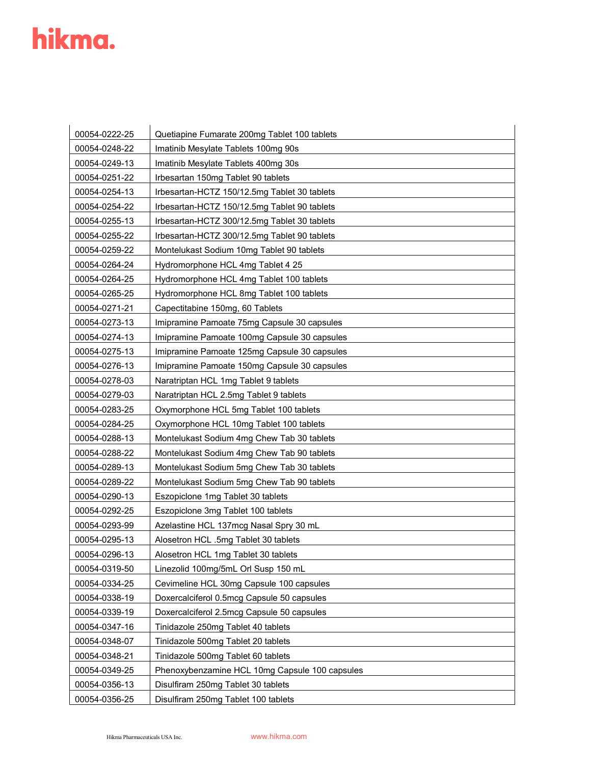| 00054-0222-25 | Quetiapine Fumarate 200mg Tablet 100 tablets |
|---|---|
| 00054-0248-22 | Imatinib Mesylate Tablets 100mg 90s |
| 00054-0249-13 | Imatinib Mesylate Tablets 400mg 30s |
| 00054-0251-22 | Irbesartan 150mg Tablet 90 tablets |
| 00054-0254-13 | Irbesartan-HCTZ 150/12.5mg Tablet 30 tablets |
| 00054-0254-22 | Irbesartan-HCTZ 150/12.5mg Tablet 90 tablets |
| 00054-0255-13 | Irbesartan-HCTZ 300/12.5mg Tablet 30 tablets |
| 00054-0255-22 | Irbesartan-HCTZ 300/12.5mg Tablet 90 tablets |
| 00054-0259-22 | Montelukast Sodium 10mg Tablet 90 tablets |
| 00054-0264-24 | Hydromorphone HCL 4mg Tablet 4 25 |
| 00054-0264-25 | Hydromorphone HCL 4mg Tablet 100 tablets |
| 00054-0265-25 | Hydromorphone HCL 8mg Tablet 100 tablets |
| 00054-0271-21 | Capectitabine 150mg, 60 Tablets |
| 00054-0273-13 | Imipramine Pamoate 75mg Capsule 30 capsules |
| 00054-0274-13 | Imipramine Pamoate 100mg Capsule 30 capsules |
| 00054-0275-13 | Imipramine Pamoate 125mg Capsule 30 capsules |
| 00054-0276-13 | Imipramine Pamoate 150mg Capsule 30 capsules |
| 00054-0278-03 | Naratriptan HCL 1mg Tablet 9 tablets |
| 00054-0279-03 | Naratriptan HCL 2.5mg Tablet 9 tablets |
| 00054-0283-25 | Oxymorphone HCL 5mg Tablet 100 tablets |
| 00054-0284-25 | Oxymorphone HCL 10mg Tablet 100 tablets |
| 00054-0288-13 | Montelukast Sodium 4mg Chew Tab 30 tablets |
| 00054-0288-22 | Montelukast Sodium 4mg Chew Tab 90 tablets |
| 00054-0289-13 | Montelukast Sodium 5mg Chew Tab 30 tablets |
| 00054-0289-22 | Montelukast Sodium 5mg Chew Tab 90 tablets |
| 00054-0290-13 | Eszopiclone 1mg Tablet 30 tablets |
| 00054-0292-25 | Eszopiclone 3mg Tablet 100 tablets |
| 00054-0293-99 | Azelastine HCL 137mcg Nasal Spry 30 mL |
| 00054-0295-13 | Alosetron HCL .5mg Tablet 30 tablets |
| 00054-0296-13 | Alosetron HCL 1mg Tablet 30 tablets |
| 00054-0319-50 | Linezolid 100mg/5mL Orl Susp 150 mL |
| 00054-0334-25 | Cevimeline HCL 30mg Capsule 100 capsules |
| 00054-0338-19 | Doxercalciferol 0.5mcg Capsule 50 capsules |
| 00054-0339-19 | Doxercalciferol 2.5mcg Capsule 50 capsules |
| 00054-0347-16 | Tinidazole 250mg Tablet 40 tablets |
| 00054-0348-07 | Tinidazole 500mg Tablet 20 tablets |
| 00054-0348-21 | Tinidazole 500mg Tablet 60 tablets |
| 00054-0349-25 | Phenoxybenzamine HCL 10mg Capsule 100 capsules |
| 00054-0356-13 | Disulfiram 250mg Tablet 30 tablets |
| 00054-0356-25 | Disulfiram 250mg Tablet 100 tablets |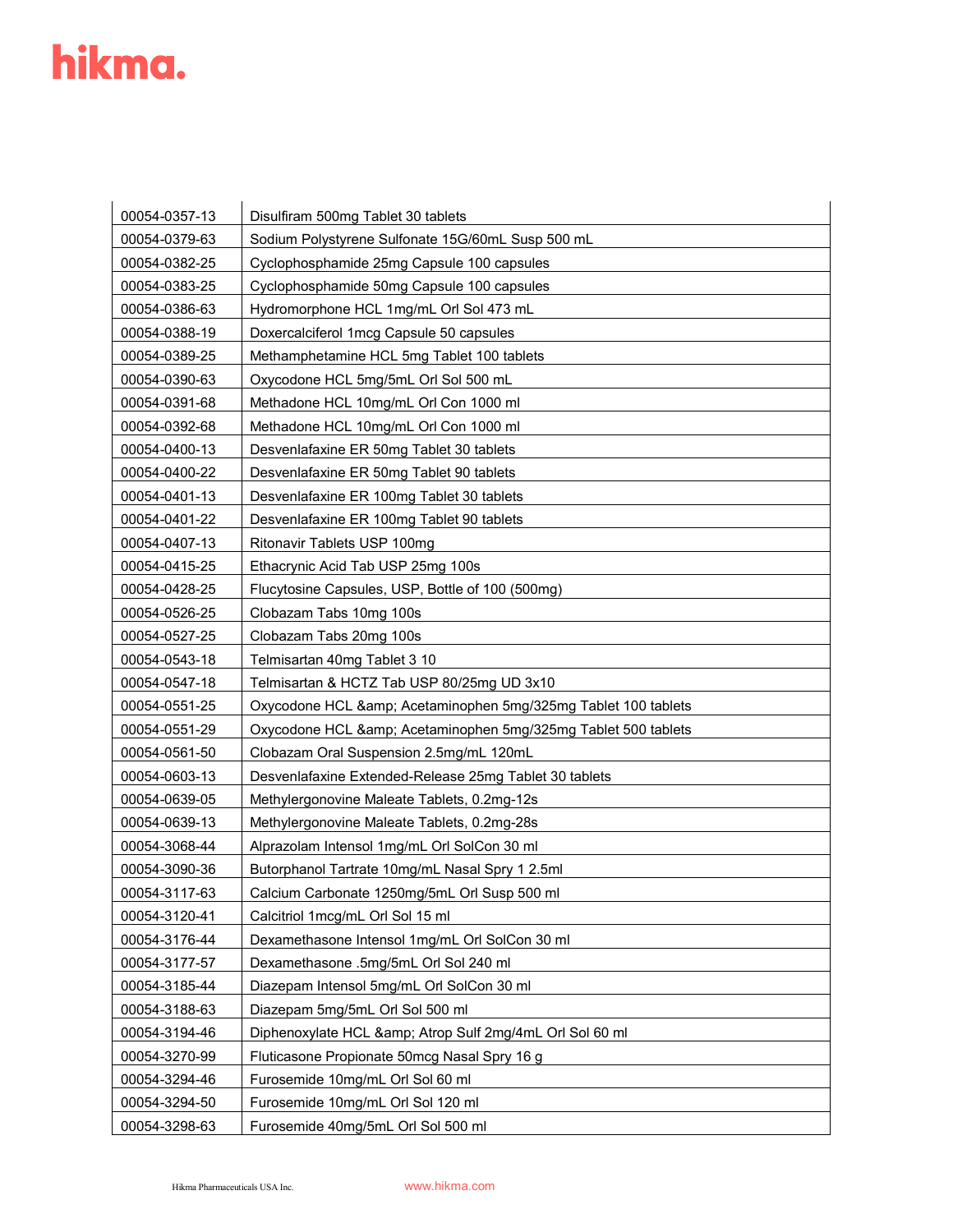| | |
|---|---|
| 00054-0357-13 | Disulfiram 500mg Tablet 30 tablets |
| 00054-0379-63 | Sodium Polystyrene Sulfonate 15G/60mL Susp 500 mL |
| 00054-0382-25 | Cyclophosphamide 25mg Capsule 100 capsules |
| 00054-0383-25 | Cyclophosphamide 50mg Capsule 100 capsules |
| 00054-0386-63 | Hydromorphone HCL 1mg/mL Orl Sol 473 mL |
| 00054-0388-19 | Doxercalciferol 1mcg Capsule 50 capsules |
| 00054-0389-25 | Methamphetamine HCL 5mg Tablet 100 tablets |
| 00054-0390-63 | Oxycodone HCL 5mg/5mL Orl Sol 500 mL |
| 00054-0391-68 | Methadone HCL 10mg/mL Orl Con 1000 ml |
| 00054-0392-68 | Methadone HCL 10mg/mL Orl Con 1000 ml |
| 00054-0400-13 | Desvenlafaxine ER 50mg Tablet 30 tablets |
| 00054-0400-22 | Desvenlafaxine ER 50mg Tablet 90 tablets |
| 00054-0401-13 | Desvenlafaxine ER 100mg Tablet 30 tablets |
| 00054-0401-22 | Desvenlafaxine ER 100mg Tablet 90 tablets |
| 00054-0407-13 | Ritonavir Tablets USP 100mg |
| 00054-0415-25 | Ethacrynic Acid Tab USP 25mg 100s |
| 00054-0428-25 | Flucytosine Capsules, USP, Bottle of 100 (500mg) |
| 00054-0526-25 | Clobazam Tabs 10mg 100s |
| 00054-0527-25 | Clobazam Tabs 20mg 100s |
| 00054-0543-18 | Telmisartan 40mg Tablet 3 10 |
| 00054-0547-18 | Telmisartan & HCTZ Tab USP 80/25mg UD 3x10 |
| 00054-0551-25 | Oxycodone HCL &amp; Acetaminophen 5mg/325mg Tablet 100 tablets |
| 00054-0551-29 | Oxycodone HCL &amp; Acetaminophen 5mg/325mg Tablet 500 tablets |
| 00054-0561-50 | Clobazam Oral Suspension 2.5mg/mL 120mL |
| 00054-0603-13 | Desvenlafaxine Extended-Release 25mg Tablet 30 tablets |
| 00054-0639-05 | Methylergonovine Maleate Tablets, 0.2mg-12s |
| 00054-0639-13 | Methylergonovine Maleate Tablets, 0.2mg-28s |
| 00054-3068-44 | Alprazolam Intensol 1mg/mL Orl SolCon 30 ml |
| 00054-3090-36 | Butorphanol Tartrate 10mg/mL Nasal Spry 1 2.5ml |
| 00054-3117-63 | Calcium Carbonate 1250mg/5mL Orl Susp 500 ml |
| 00054-3120-41 | Calcitriol 1mcg/mL Orl Sol 15 ml |
| 00054-3176-44 | Dexamethasone Intensol 1mg/mL Orl SolCon 30 ml |
| 00054-3177-57 | Dexamethasone .5mg/5mL Orl Sol 240 ml |
| 00054-3185-44 | Diazepam Intensol 5mg/mL Orl SolCon 30 ml |
| 00054-3188-63 | Diazepam 5mg/5mL Orl Sol 500 ml |
| 00054-3194-46 | Diphenoxylate HCL &amp; Atrop Sulf 2mg/4mL Orl Sol 60 ml |
| 00054-3270-99 | Fluticasone Propionate 50mcg Nasal Spry 16 g |
| 00054-3294-46 | Furosemide 10mg/mL Orl Sol 60 ml |
| 00054-3294-50 | Furosemide 10mg/mL Orl Sol 120 ml |
| 00054-3298-63 | Furosemide 40mg/5mL Orl Sol 500 ml |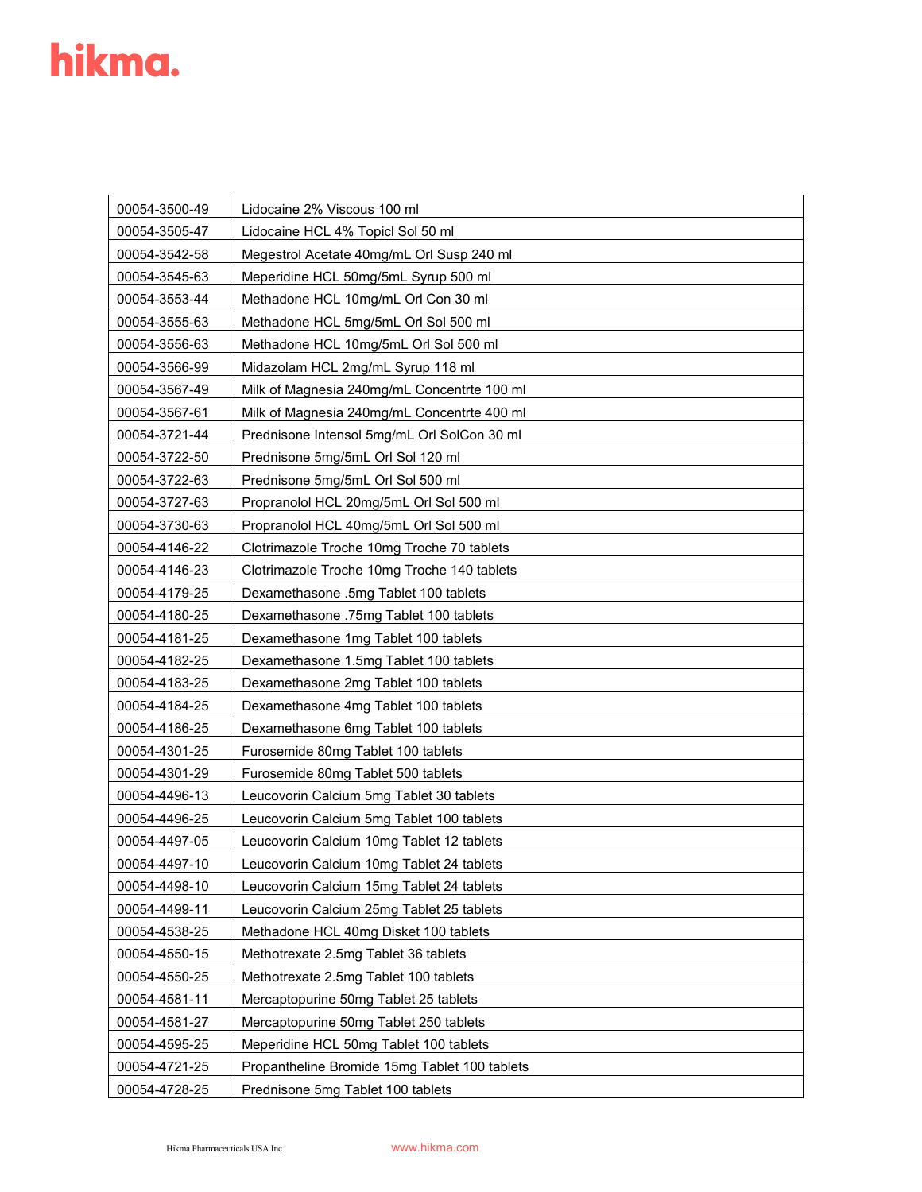| 00054-3500-49 | Lidocaine 2% Viscous 100 ml |
|---|---|
| 00054-3505-47 | Lidocaine HCL 4% Topicl Sol 50 ml |
| 00054-3542-58 | Megestrol Acetate 40mg/mL Orl Susp 240 ml |
| 00054-3545-63 | Meperidine HCL 50mg/5mL Syrup 500 ml |
| 00054-3553-44 | Methadone HCL 10mg/mL Orl Con 30 ml |
| 00054-3555-63 | Methadone HCL 5mg/5mL Orl Sol 500 ml |
| 00054-3556-63 | Methadone HCL 10mg/5mL Orl Sol 500 ml |
| 00054-3566-99 | Midazolam HCL 2mg/mL Syrup 118 ml |
| 00054-3567-49 | Milk of Magnesia 240mg/mL Concentrte 100 ml |
| 00054-3567-61 | Milk of Magnesia 240mg/mL Concentrte 400 ml |
| 00054-3721-44 | Prednisone Intensol 5mg/mL Orl SolCon 30 ml |
| 00054-3722-50 | Prednisone 5mg/5mL Orl Sol 120 ml |
| 00054-3722-63 | Prednisone 5mg/5mL Orl Sol 500 ml |
| 00054-3727-63 | Propranolol HCL 20mg/5mL Orl Sol 500 ml |
| 00054-3730-63 | Propranolol HCL 40mg/5mL Orl Sol 500 ml |
| 00054-4146-22 | Clotrimazole Troche 10mg Troche 70 tablets |
| 00054-4146-23 | Clotrimazole Troche 10mg Troche 140 tablets |
| 00054-4179-25 | Dexamethasone .5mg Tablet 100 tablets |
| 00054-4180-25 | Dexamethasone .75mg Tablet 100 tablets |
| 00054-4181-25 | Dexamethasone 1mg Tablet 100 tablets |
| 00054-4182-25 | Dexamethasone 1.5mg Tablet 100 tablets |
| 00054-4183-25 | Dexamethasone 2mg Tablet 100 tablets |
| 00054-4184-25 | Dexamethasone 4mg Tablet 100 tablets |
| 00054-4186-25 | Dexamethasone 6mg Tablet 100 tablets |
| 00054-4301-25 | Furosemide 80mg Tablet 100 tablets |
| 00054-4301-29 | Furosemide 80mg Tablet 500 tablets |
| 00054-4496-13 | Leucovorin Calcium 5mg Tablet 30 tablets |
| 00054-4496-25 | Leucovorin Calcium 5mg Tablet 100 tablets |
| 00054-4497-05 | Leucovorin Calcium 10mg Tablet 12 tablets |
| 00054-4497-10 | Leucovorin Calcium 10mg Tablet 24 tablets |
| 00054-4498-10 | Leucovorin Calcium 15mg Tablet 24 tablets |
| 00054-4499-11 | Leucovorin Calcium 25mg Tablet 25 tablets |
| 00054-4538-25 | Methadone HCL 40mg Disket 100 tablets |
| 00054-4550-15 | Methotrexate 2.5mg Tablet 36 tablets |
| 00054-4550-25 | Methotrexate 2.5mg Tablet 100 tablets |
| 00054-4581-11 | Mercaptopurine 50mg Tablet 25 tablets |
| 00054-4581-27 | Mercaptopurine 50mg Tablet 250 tablets |
| 00054-4595-25 | Meperidine HCL 50mg Tablet 100 tablets |
| 00054-4721-25 | Propantheline Bromide 15mg Tablet 100 tablets |
| 00054-4728-25 | Prednisone 5mg Tablet 100 tablets |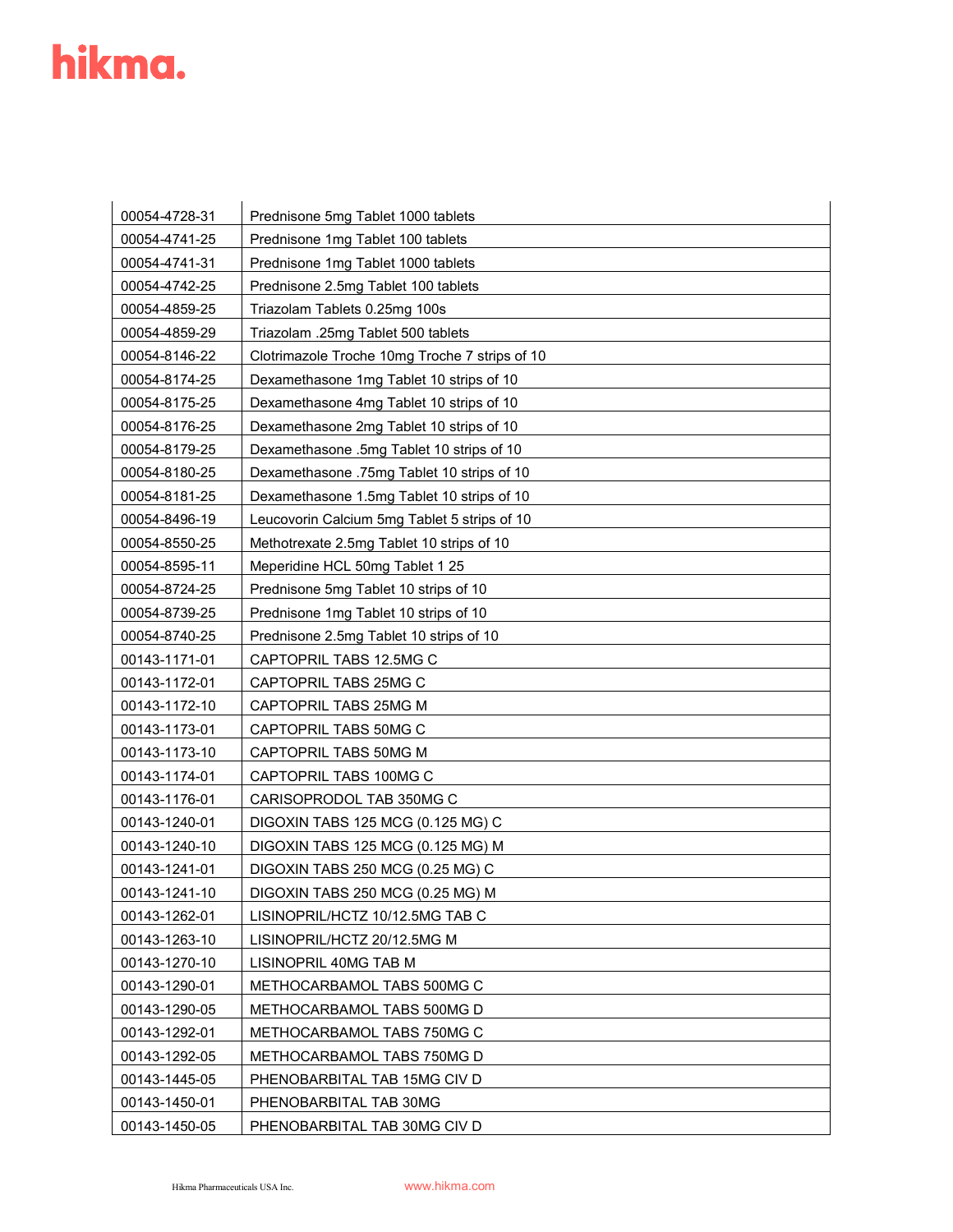| 00054-4728-31 | Prednisone 5mg Tablet 1000 tablets |
|---|---|
| 00054-4741-25 | Prednisone 1mg Tablet 100 tablets |
| 00054-4741-31 | Prednisone 1mg Tablet 1000 tablets |
| 00054-4742-25 | Prednisone 2.5mg Tablet 100 tablets |
| 00054-4859-25 | Triazolam Tablets 0.25mg 100s |
| 00054-4859-29 | Triazolam .25mg Tablet 500 tablets |
| 00054-8146-22 | Clotrimazole Troche 10mg Troche 7 strips of 10 |
| 00054-8174-25 | Dexamethasone 1mg Tablet 10 strips of 10 |
| 00054-8175-25 | Dexamethasone 4mg Tablet 10 strips of 10 |
| 00054-8176-25 | Dexamethasone 2mg Tablet 10 strips of 10 |
| 00054-8179-25 | Dexamethasone .5mg Tablet 10 strips of 10 |
| 00054-8180-25 | Dexamethasone .75mg Tablet 10 strips of 10 |
| 00054-8181-25 | Dexamethasone 1.5mg Tablet 10 strips of 10 |
| 00054-8496-19 | Leucovorin Calcium 5mg Tablet 5 strips of 10 |
| 00054-8550-25 | Methotrexate 2.5mg Tablet 10 strips of 10 |
| 00054-8595-11 | Meperidine HCL 50mg Tablet 1 25 |
| 00054-8724-25 | Prednisone 5mg Tablet 10 strips of 10 |
| 00054-8739-25 | Prednisone 1mg Tablet 10 strips of 10 |
| 00054-8740-25 | Prednisone 2.5mg Tablet 10 strips of 10 |
| 00143-1171-01 | CAPTOPRIL TABS 12.5MG C |
| 00143-1172-01 | CAPTOPRIL TABS 25MG C |
| 00143-1172-10 | CAPTOPRIL TABS 25MG M |
| 00143-1173-01 | CAPTOPRIL TABS 50MG C |
| 00143-1173-10 | CAPTOPRIL TABS 50MG M |
| 00143-1174-01 | CAPTOPRIL TABS 100MG C |
| 00143-1176-01 | CARISOPRODOL TAB 350MG C |
| 00143-1240-01 | DIGOXIN TABS 125 MCG (0.125 MG) C |
| 00143-1240-10 | DIGOXIN TABS 125 MCG (0.125 MG) M |
| 00143-1241-01 | DIGOXIN TABS 250 MCG (0.25 MG) C |
| 00143-1241-10 | DIGOXIN TABS 250 MCG (0.25 MG) M |
| 00143-1262-01 | LISINOPRIL/HCTZ 10/12.5MG TAB C |
| 00143-1263-10 | LISINOPRIL/HCTZ 20/12.5MG M |
| 00143-1270-10 | LISINOPRIL 40MG TAB M |
| 00143-1290-01 | METHOCARBAMOL TABS 500MG C |
| 00143-1290-05 | METHOCARBAMOL TABS 500MG D |
| 00143-1292-01 | METHOCARBAMOL TABS 750MG C |
| 00143-1292-05 | METHOCARBAMOL TABS 750MG D |
| 00143-1445-05 | PHENOBARBITAL TAB 15MG CIV D |
| 00143-1450-01 | PHENOBARBITAL TAB 30MG |
| 00143-1450-05 | PHENOBARBITAL TAB 30MG CIV D |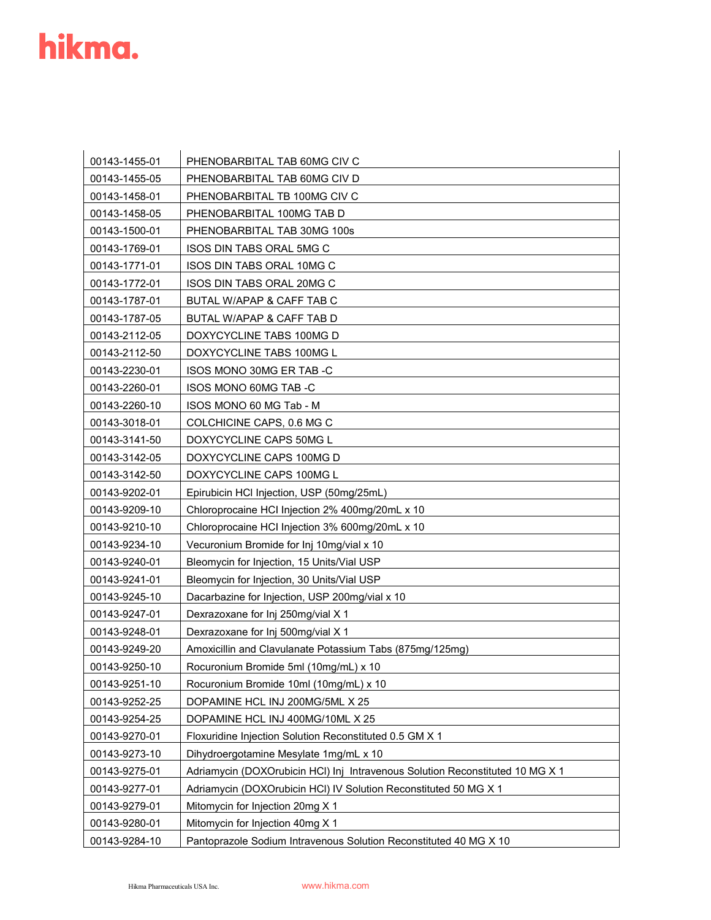| 00143-1455-01 | PHENOBARBITAL TAB 60MG CIV C |
|---|---|
| 00143-1455-05 | PHENOBARBITAL TAB 60MG CIV D |
| 00143-1458-01 | PHENOBARBITAL TB 100MG CIV C |
| 00143-1458-05 | PHENOBARBITAL 100MG TAB D |
| 00143-1500-01 | PHENOBARBITAL TAB 30MG 100s |
| 00143-1769-01 | ISOS DIN TABS ORAL 5MG C |
| 00143-1771-01 | ISOS DIN TABS ORAL 10MG C |
| 00143-1772-01 | ISOS DIN TABS ORAL 20MG C |
| 00143-1787-01 | BUTAL W/APAP & CAFF TAB C |
| 00143-1787-05 | BUTAL W/APAP & CAFF TAB D |
| 00143-2112-05 | DOXYCYCLINE TABS 100MG D |
| 00143-2112-50 | DOXYCYCLINE TABS 100MG L |
| 00143-2230-01 | ISOS MONO 30MG ER TAB -C |
| 00143-2260-01 | ISOS MONO 60MG TAB -C |
| 00143-2260-10 | ISOS MONO 60 MG Tab - M |
| 00143-3018-01 | COLCHICINE CAPS, 0.6 MG C |
| 00143-3141-50 | DOXYCYCLINE CAPS 50MG L |
| 00143-3142-05 | DOXYCYCLINE CAPS 100MG D |
| 00143-3142-50 | DOXYCYCLINE CAPS 100MG L |
| 00143-9202-01 | Epirubicin HCl Injection, USP (50mg/25mL) |
| 00143-9209-10 | Chloroprocaine HCl Injection 2% 400mg/20mL x 10 |
| 00143-9210-10 | Chloroprocaine HCl Injection 3% 600mg/20mL x 10 |
| 00143-9234-10 | Vecuronium Bromide for Inj 10mg/vial x 10 |
| 00143-9240-01 | Bleomycin for Injection, 15 Units/Vial USP |
| 00143-9241-01 | Bleomycin for Injection, 30 Units/Vial USP |
| 00143-9245-10 | Dacarbazine for Injection, USP 200mg/vial x 10 |
| 00143-9247-01 | Dexrazoxane for Inj 250mg/vial X 1 |
| 00143-9248-01 | Dexrazoxane for Inj 500mg/vial X 1 |
| 00143-9249-20 | Amoxicillin and Clavulanate Potassium Tabs (875mg/125mg) |
| 00143-9250-10 | Rocuronium Bromide 5ml (10mg/mL) x 10 |
| 00143-9251-10 | Rocuronium Bromide 10ml (10mg/mL) x 10 |
| 00143-9252-25 | DOPAMINE HCL INJ 200MG/5ML X 25 |
| 00143-9254-25 | DOPAMINE HCL INJ 400MG/10ML X 25 |
| 00143-9270-01 | Floxuridine Injection Solution Reconstituted 0.5 GM X 1 |
| 00143-9273-10 | Dihydroergotamine Mesylate 1mg/mL x 10 |
| 00143-9275-01 | Adriamycin (DOXOrubicin HCl) Inj Intravenous Solution Reconstituted 10 MG X 1 |
| 00143-9277-01 | Adriamycin (DOXOrubicin HCl) IV Solution Reconstituted 50 MG X 1 |
| 00143-9279-01 | Mitomycin for Injection 20mg X 1 |
| 00143-9280-01 | Mitomycin for Injection 40mg X 1 |
| 00143-9284-10 | Pantoprazole Sodium Intravenous Solution Reconstituted 40 MG X 10 |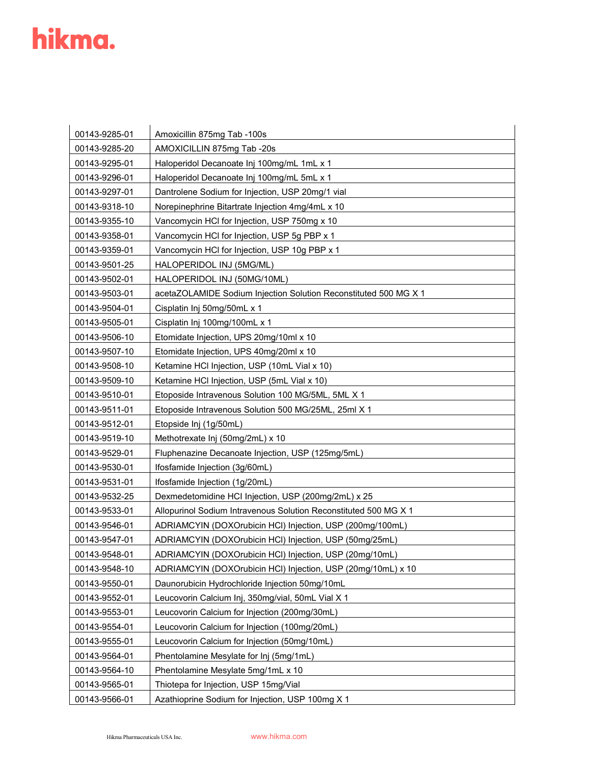| 00143-9285-01 | Amoxicillin 875mg Tab -100s |
|---|---|
| 00143-9285-20 | AMOXICILLIN 875mg Tab -20s |
| 00143-9295-01 | Haloperidol Decanoate Inj 100mg/mL 1mL x 1 |
| 00143-9296-01 | Haloperidol Decanoate Inj 100mg/mL 5mL x 1 |
| 00143-9297-01 | Dantrolene Sodium for Injection, USP 20mg/1 vial |
| 00143-9318-10 | Norepinephrine Bitartrate Injection 4mg/4mL x 10 |
| 00143-9355-10 | Vancomycin HCl for Injection, USP 750mg x 10 |
| 00143-9358-01 | Vancomycin HCl for Injection, USP 5g PBP x 1 |
| 00143-9359-01 | Vancomycin HCl for Injection, USP 10g PBP x 1 |
| 00143-9501-25 | HALOPERIDOL INJ (5MG/ML) |
| 00143-9502-01 | HALOPERIDOL INJ (50MG/10ML) |
| 00143-9503-01 | acetaZOLAMIDE Sodium Injection Solution Reconstituted 500 MG X 1 |
| 00143-9504-01 | Cisplatin Inj 50mg/50mL x 1 |
| 00143-9505-01 | Cisplatin Inj 100mg/100mL x 1 |
| 00143-9506-10 | Etomidate Injection, UPS 20mg/10ml x 10 |
| 00143-9507-10 | Etomidate Injection, UPS 40mg/20ml x 10 |
| 00143-9508-10 | Ketamine HCl Injection, USP (10mL Vial x 10) |
| 00143-9509-10 | Ketamine HCl Injection, USP (5mL Vial x 10) |
| 00143-9510-01 | Etoposide Intravenous Solution 100 MG/5ML, 5ML X 1 |
| 00143-9511-01 | Etoposide Intravenous Solution 500 MG/25ML, 25ml X 1 |
| 00143-9512-01 | Etopside Inj (1g/50mL) |
| 00143-9519-10 | Methotrexate Inj (50mg/2mL) x 10 |
| 00143-9529-01 | Fluphenazine Decanoate Injection, USP (125mg/5mL) |
| 00143-9530-01 | Ifosfamide Injection (3g/60mL) |
| 00143-9531-01 | Ifosfamide Injection (1g/20mL) |
| 00143-9532-25 | Dexmedetomidine HCl Injection, USP (200mg/2mL) x 25 |
| 00143-9533-01 | Allopurinol Sodium Intravenous Solution Reconstituted 500 MG X 1 |
| 00143-9546-01 | ADRIAMCYIN (DOXOrubicin HCl) Injection, USP (200mg/100mL) |
| 00143-9547-01 | ADRIAMCYIN (DOXOrubicin HCl) Injection, USP (50mg/25mL) |
| 00143-9548-01 | ADRIAMCYIN (DOXOrubicin HCl) Injection, USP (20mg/10mL) |
| 00143-9548-10 | ADRIAMCYIN (DOXOrubicin HCl) Injection, USP (20mg/10mL) x 10 |
| 00143-9550-01 | Daunorubicin Hydrochloride Injection 50mg/10mL |
| 00143-9552-01 | Leucovorin Calcium Inj, 350mg/vial, 50mL Vial X 1 |
| 00143-9553-01 | Leucovorin Calcium for Injection (200mg/30mL) |
| 00143-9554-01 | Leucovorin Calcium for Injection (100mg/20mL) |
| 00143-9555-01 | Leucovorin Calcium for Injection (50mg/10mL) |
| 00143-9564-01 | Phentolamine Mesylate for Inj (5mg/1mL) |
| 00143-9564-10 | Phentolamine Mesylate 5mg/1mL x 10 |
| 00143-9565-01 | Thiotepa for Injection, USP 15mg/Vial |
| 00143-9566-01 | Azathioprine Sodium for Injection, USP 100mg X 1 |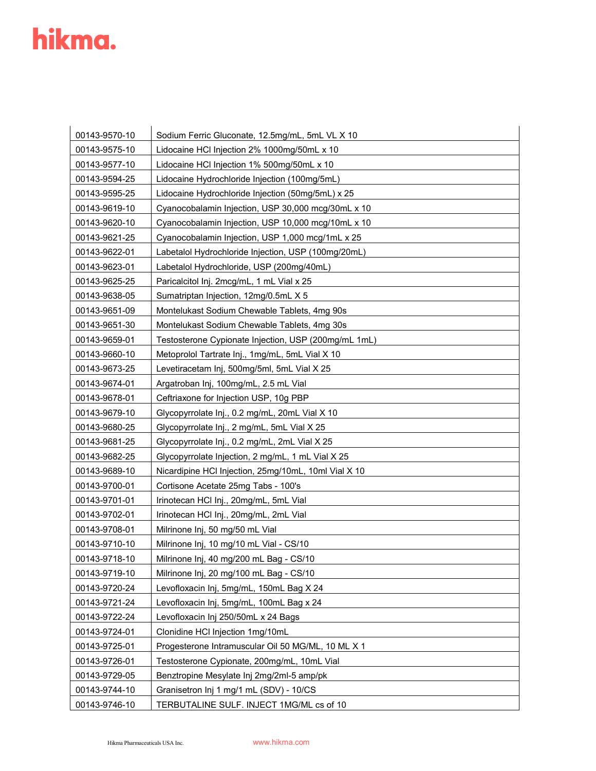| | |
|---|---|
| 00143-9570-10 | Sodium Ferric Gluconate, 12.5mg/mL, 5mL VL X 10 |
| 00143-9575-10 | Lidocaine HCl Injection 2% 1000mg/50mL x 10 |
| 00143-9577-10 | Lidocaine HCl Injection 1% 500mg/50mL x 10 |
| 00143-9594-25 | Lidocaine Hydrochloride Injection (100mg/5mL) |
| 00143-9595-25 | Lidocaine Hydrochloride Injection (50mg/5mL) x 25 |
| 00143-9619-10 | Cyanocobalamin Injection, USP 30,000 mcg/30mL x 10 |
| 00143-9620-10 | Cyanocobalamin Injection, USP 10,000 mcg/10mL x 10 |
| 00143-9621-25 | Cyanocobalamin Injection, USP 1,000 mcg/1mL x 25 |
| 00143-9622-01 | Labetalol Hydrochloride Injection, USP (100mg/20mL) |
| 00143-9623-01 | Labetalol Hydrochloride, USP (200mg/40mL) |
| 00143-9625-25 | Paricalcitol Inj. 2mcg/mL, 1 mL Vial x 25 |
| 00143-9638-05 | Sumatriptan Injection, 12mg/0.5mL X 5 |
| 00143-9651-09 | Montelukast Sodium Chewable Tablets, 4mg 90s |
| 00143-9651-30 | Montelukast Sodium Chewable Tablets, 4mg 30s |
| 00143-9659-01 | Testosterone Cypionate Injection, USP (200mg/mL 1mL) |
| 00143-9660-10 | Metoprolol Tartrate Inj., 1mg/mL, 5mL Vial X 10 |
| 00143-9673-25 | Levetiracetam Inj, 500mg/5ml, 5mL Vial X 25 |
| 00143-9674-01 | Argatroban Inj, 100mg/mL, 2.5 mL Vial |
| 00143-9678-01 | Ceftriaxone for Injection USP, 10g PBP |
| 00143-9679-10 | Glycopyrrolate Inj., 0.2 mg/mL, 20mL Vial X 10 |
| 00143-9680-25 | Glycopyrrolate Inj., 2 mg/mL, 5mL Vial X 25 |
| 00143-9681-25 | Glycopyrrolate Inj., 0.2 mg/mL, 2mL Vial X 25 |
| 00143-9682-25 | Glycopyrrolate Injection, 2 mg/mL, 1 mL Vial X 25 |
| 00143-9689-10 | Nicardipine HCl Injection, 25mg/10mL, 10ml Vial X 10 |
| 00143-9700-01 | Cortisone Acetate 25mg Tabs - 100's |
| 00143-9701-01 | Irinotecan HCl Inj., 20mg/mL, 5mL Vial |
| 00143-9702-01 | Irinotecan HCl Inj., 20mg/mL, 2mL Vial |
| 00143-9708-01 | Milrinone Inj, 50 mg/50 mL Vial |
| 00143-9710-10 | Milrinone Inj, 10 mg/10 mL Vial - CS/10 |
| 00143-9718-10 | Milrinone Inj, 40 mg/200 mL Bag - CS/10 |
| 00143-9719-10 | Milrinone Inj, 20 mg/100 mL Bag - CS/10 |
| 00143-9720-24 | Levofloxacin Inj, 5mg/mL, 150mL Bag X 24 |
| 00143-9721-24 | Levofloxacin Inj, 5mg/mL, 100mL Bag x 24 |
| 00143-9722-24 | Levofloxacin Inj 250/50mL x 24 Bags |
| 00143-9724-01 | Clonidine HCl Injection 1mg/10mL |
| 00143-9725-01 | Progesterone Intramuscular Oil 50 MG/ML, 10 ML X 1 |
| 00143-9726-01 | Testosterone Cypionate, 200mg/mL, 10mL Vial |
| 00143-9729-05 | Benztropine Mesylate Inj 2mg/2ml-5 amp/pk |
| 00143-9744-10 | Granisetron Inj 1 mg/1 mL (SDV) - 10/CS |
| 00143-9746-10 | TERBUTALINE SULF. INJECT 1MG/ML cs of 10 |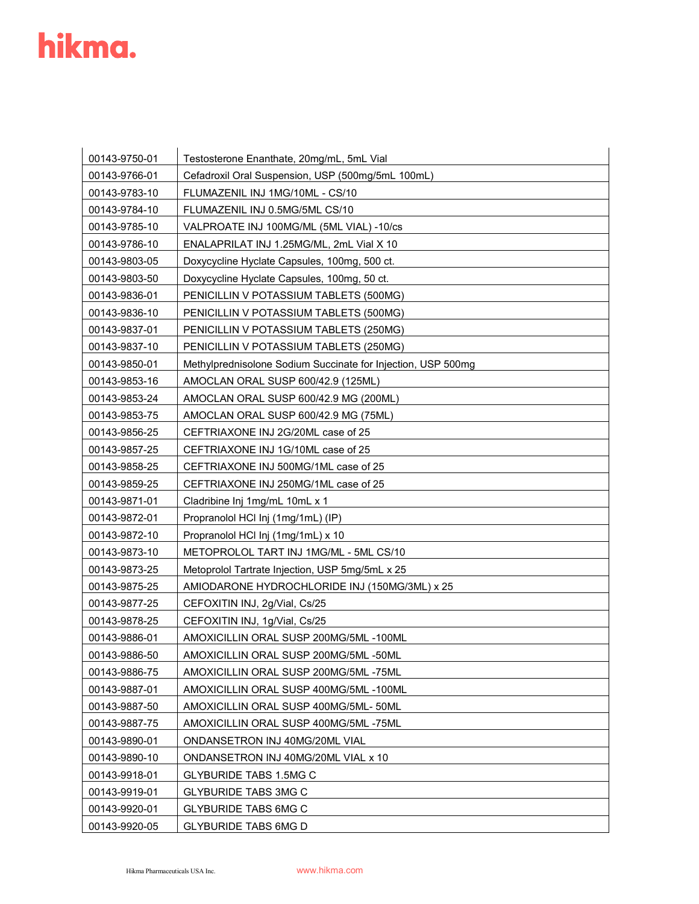| | |
|---|---|
| 00143-9750-01 | Testosterone Enanthate, 20mg/mL, 5mL Vial |
| 00143-9766-01 | Cefadroxil Oral Suspension, USP (500mg/5mL 100mL) |
| 00143-9783-10 | FLUMAZENIL INJ 1MG/10ML - CS/10 |
| 00143-9784-10 | FLUMAZENIL INJ 0.5MG/5ML CS/10 |
| 00143-9785-10 | VALPROATE INJ 100MG/ML (5ML VIAL) -10/cs |
| 00143-9786-10 | ENALAPRILAT INJ 1.25MG/ML, 2mL Vial X 10 |
| 00143-9803-05 | Doxycycline Hyclate Capsules, 100mg, 500 ct. |
| 00143-9803-50 | Doxycycline Hyclate Capsules, 100mg, 50 ct. |
| 00143-9836-01 | PENICILLIN V POTASSIUM TABLETS (500MG) |
| 00143-9836-10 | PENICILLIN V POTASSIUM TABLETS (500MG) |
| 00143-9837-01 | PENICILLIN V POTASSIUM TABLETS (250MG) |
| 00143-9837-10 | PENICILLIN V POTASSIUM TABLETS (250MG) |
| 00143-9850-01 | Methylprednisolone Sodium Succinate for Injection, USP 500mg |
| 00143-9853-16 | AMOCLAN ORAL SUSP 600/42.9 (125ML) |
| 00143-9853-24 | AMOCLAN ORAL SUSP 600/42.9 MG (200ML) |
| 00143-9853-75 | AMOCLAN ORAL SUSP 600/42.9 MG (75ML) |
| 00143-9856-25 | CEFTRIAXONE INJ 2G/20ML case of 25 |
| 00143-9857-25 | CEFTRIAXONE INJ 1G/10ML case of 25 |
| 00143-9858-25 | CEFTRIAXONE INJ 500MG/1ML case of 25 |
| 00143-9859-25 | CEFTRIAXONE INJ 250MG/1ML case of 25 |
| 00143-9871-01 | Cladribine Inj 1mg/mL 10mL x 1 |
| 00143-9872-01 | Propranolol HCl Inj (1mg/1mL) (IP) |
| 00143-9872-10 | Propranolol HCl Inj (1mg/1mL) x 10 |
| 00143-9873-10 | METOPROLOL TART INJ 1MG/ML - 5ML CS/10 |
| 00143-9873-25 | Metoprolol Tartrate Injection, USP 5mg/5mL x 25 |
| 00143-9875-25 | AMIODARONE HYDROCHLORIDE INJ (150MG/3ML) x 25 |
| 00143-9877-25 | CEFOXITIN INJ, 2g/Vial, Cs/25 |
| 00143-9878-25 | CEFOXITIN INJ, 1g/Vial, Cs/25 |
| 00143-9886-01 | AMOXICILLIN ORAL SUSP 200MG/5ML -100ML |
| 00143-9886-50 | AMOXICILLIN ORAL SUSP 200MG/5ML -50ML |
| 00143-9886-75 | AMOXICILLIN ORAL SUSP 200MG/5ML -75ML |
| 00143-9887-01 | AMOXICILLIN ORAL SUSP 400MG/5ML -100ML |
| 00143-9887-50 | AMOXICILLIN ORAL SUSP 400MG/5ML- 50ML |
| 00143-9887-75 | AMOXICILLIN ORAL SUSP 400MG/5ML -75ML |
| 00143-9890-01 | ONDANSETRON INJ 40MG/20ML VIAL |
| 00143-9890-10 | ONDANSETRON INJ 40MG/20ML VIAL x 10 |
| 00143-9918-01 | GLYBURIDE TABS 1.5MG C |
| 00143-9919-01 | GLYBURIDE TABS 3MG C |
| 00143-9920-01 | GLYBURIDE TABS 6MG C |
| 00143-9920-05 | GLYBURIDE TABS 6MG D |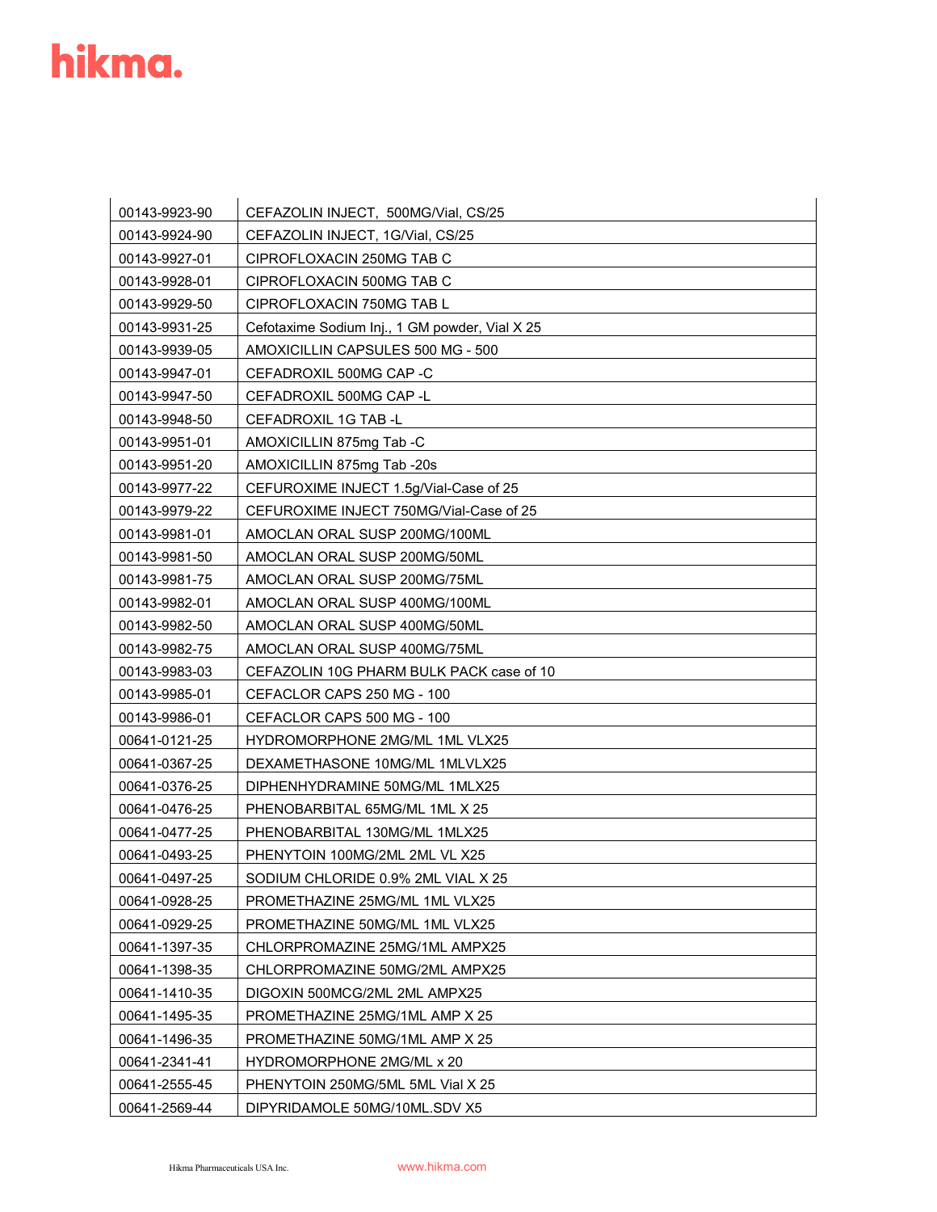| 00143-9923-90 | CEFAZOLIN INJECT, 500MG/Vial, CS/25 |
|---|---|
| 00143-9924-90 | CEFAZOLIN INJECT, 1G/Vial, CS/25 |
| 00143-9927-01 | CIPROFLOXACIN 250MG TAB C |
| 00143-9928-01 | CIPROFLOXACIN 500MG TAB C |
| 00143-9929-50 | CIPROFLOXACIN 750MG TAB L |
| 00143-9931-25 | Cefotaxime Sodium Inj., 1 GM powder, Vial X 25 |
| 00143-9939-05 | AMOXICILLIN CAPSULES 500 MG - 500 |
| 00143-9947-01 | CEFADROXIL 500MG CAP -C |
| 00143-9947-50 | CEFADROXIL 500MG CAP -L |
| 00143-9948-50 | CEFADROXIL 1G TAB -L |
| 00143-9951-01 | AMOXICILLIN 875mg Tab -C |
| 00143-9951-20 | AMOXICILLIN 875mg Tab -20s |
| 00143-9977-22 | CEFUROXIME INJECT 1.5g/Vial-Case of 25 |
| 00143-9979-22 | CEFUROXIME INJECT 750MG/Vial-Case of 25 |
| 00143-9981-01 | AMOCLAN ORAL SUSP 200MG/100ML |
| 00143-9981-50 | AMOCLAN ORAL SUSP 200MG/50ML |
| 00143-9981-75 | AMOCLAN ORAL SUSP 200MG/75ML |
| 00143-9982-01 | AMOCLAN ORAL SUSP 400MG/100ML |
| 00143-9982-50 | AMOCLAN ORAL SUSP 400MG/50ML |
| 00143-9982-75 | AMOCLAN ORAL SUSP 400MG/75ML |
| 00143-9983-03 | CEFAZOLIN 10G PHARM BULK PACK case of 10 |
| 00143-9985-01 | CEFACLOR CAPS 250 MG - 100 |
| 00143-9986-01 | CEFACLOR CAPS 500 MG - 100 |
| 00641-0121-25 | HYDROMORPHONE 2MG/ML 1ML VLX25 |
| 00641-0367-25 | DEXAMETHASONE 10MG/ML 1MLVLX25 |
| 00641-0376-25 | DIPHENHYDRAMINE 50MG/ML 1MLX25 |
| 00641-0476-25 | PHENOBARBITAL 65MG/ML 1ML X 25 |
| 00641-0477-25 | PHENOBARBITAL 130MG/ML 1MLX25 |
| 00641-0493-25 | PHENYTOIN 100MG/2ML 2ML VL X25 |
| 00641-0497-25 | SODIUM CHLORIDE 0.9% 2ML VIAL X 25 |
| 00641-0928-25 | PROMETHAZINE 25MG/ML 1ML VLX25 |
| 00641-0929-25 | PROMETHAZINE 50MG/ML 1ML VLX25 |
| 00641-1397-35 | CHLORPROMAZINE 25MG/1ML AMPX25 |
| 00641-1398-35 | CHLORPROMAZINE 50MG/2ML AMPX25 |
| 00641-1410-35 | DIGOXIN 500MCG/2ML 2ML AMPX25 |
| 00641-1495-35 | PROMETHAZINE 25MG/1ML AMP X 25 |
| 00641-1496-35 | PROMETHAZINE 50MG/1ML AMP X 25 |
| 00641-2341-41 | HYDROMORPHONE 2MG/ML x 20 |
| 00641-2555-45 | PHENYTOIN 250MG/5ML 5ML Vial X 25 |
| 00641-2569-44 | DIPYRIDAMOLE 50MG/10ML.SDV X5 |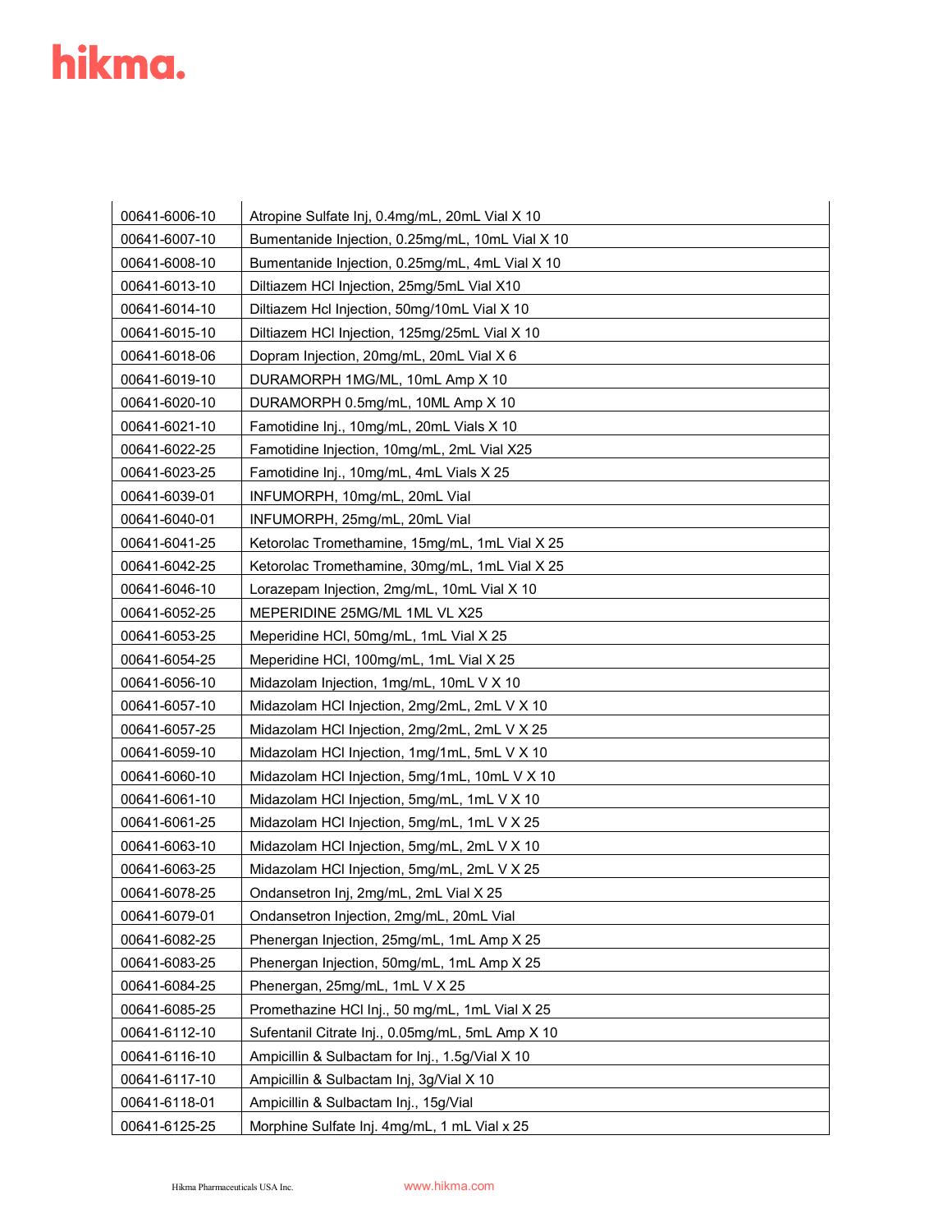| 00641-6006-10 | Atropine Sulfate Inj, 0.4mg/mL, 20mL Vial X 10 |
|---|---|
| 00641-6007-10 | Bumentanide Injection, 0.25mg/mL, 10mL Vial X 10 |
| 00641-6008-10 | Bumentanide Injection, 0.25mg/mL, 4mL Vial X 10 |
| 00641-6013-10 | Diltiazem HCl Injection, 25mg/5mL Vial X10 |
| 00641-6014-10 | Diltiazem Hcl Injection, 50mg/10mL Vial X 10 |
| 00641-6015-10 | Diltiazem HCl Injection, 125mg/25mL Vial X 10 |
| 00641-6018-06 | Dopram Injection, 20mg/mL, 20mL Vial X 6 |
| 00641-6019-10 | DURAMORPH 1MG/ML, 10mL Amp X 10 |
| 00641-6020-10 | DURAMORPH 0.5mg/mL, 10ML Amp X 10 |
| 00641-6021-10 | Famotidine Inj., 10mg/mL, 20mL Vials X 10 |
| 00641-6022-25 | Famotidine Injection, 10mg/mL, 2mL Vial X25 |
| 00641-6023-25 | Famotidine Inj., 10mg/mL, 4mL Vials X 25 |
| 00641-6039-01 | INFUMORPH, 10mg/mL, 20mL Vial |
| 00641-6040-01 | INFUMORPH, 25mg/mL, 20mL Vial |
| 00641-6041-25 | Ketorolac Tromethamine, 15mg/mL, 1mL Vial X 25 |
| 00641-6042-25 | Ketorolac Tromethamine, 30mg/mL, 1mL Vial X 25 |
| 00641-6046-10 | Lorazepam Injection, 2mg/mL, 10mL Vial X 10 |
| 00641-6052-25 | MEPERIDINE 25MG/ML 1ML VL X25 |
| 00641-6053-25 | Meperidine HCl, 50mg/mL, 1mL Vial X 25 |
| 00641-6054-25 | Meperidine HCl, 100mg/mL, 1mL Vial X 25 |
| 00641-6056-10 | Midazolam Injection, 1mg/mL, 10mL V X 10 |
| 00641-6057-10 | Midazolam HCl Injection, 2mg/2mL, 2mL V X 10 |
| 00641-6057-25 | Midazolam HCl Injection, 2mg/2mL, 2mL V X 25 |
| 00641-6059-10 | Midazolam HCl Injection, 1mg/1mL, 5mL V X 10 |
| 00641-6060-10 | Midazolam HCl Injection, 5mg/1mL, 10mL V X 10 |
| 00641-6061-10 | Midazolam HCl Injection, 5mg/mL, 1mL V X 10 |
| 00641-6061-25 | Midazolam HCl Injection, 5mg/mL, 1mL V X 25 |
| 00641-6063-10 | Midazolam HCl Injection, 5mg/mL, 2mL V X 10 |
| 00641-6063-25 | Midazolam HCl Injection, 5mg/mL, 2mL V X 25 |
| 00641-6078-25 | Ondansetron Inj, 2mg/mL, 2mL Vial X 25 |
| 00641-6079-01 | Ondansetron Injection, 2mg/mL, 20mL Vial |
| 00641-6082-25 | Phenergan Injection, 25mg/mL, 1mL Amp X 25 |
| 00641-6083-25 | Phenergan Injection, 50mg/mL, 1mL Amp X 25 |
| 00641-6084-25 | Phenergan, 25mg/mL, 1mL V X 25 |
| 00641-6085-25 | Promethazine HCl Inj., 50 mg/mL, 1mL Vial X 25 |
| 00641-6112-10 | Sufentanil Citrate Inj., 0.05mg/mL, 5mL Amp X 10 |
| 00641-6116-10 | Ampicillin & Sulbactam for Inj., 1.5g/Vial X 10 |
| 00641-6117-10 | Ampicillin & Sulbactam Inj, 3g/Vial X 10 |
| 00641-6118-01 | Ampicillin & Sulbactam Inj., 15g/Vial |
| 00641-6125-25 | Morphine Sulfate Inj. 4mg/mL, 1 mL Vial x 25 |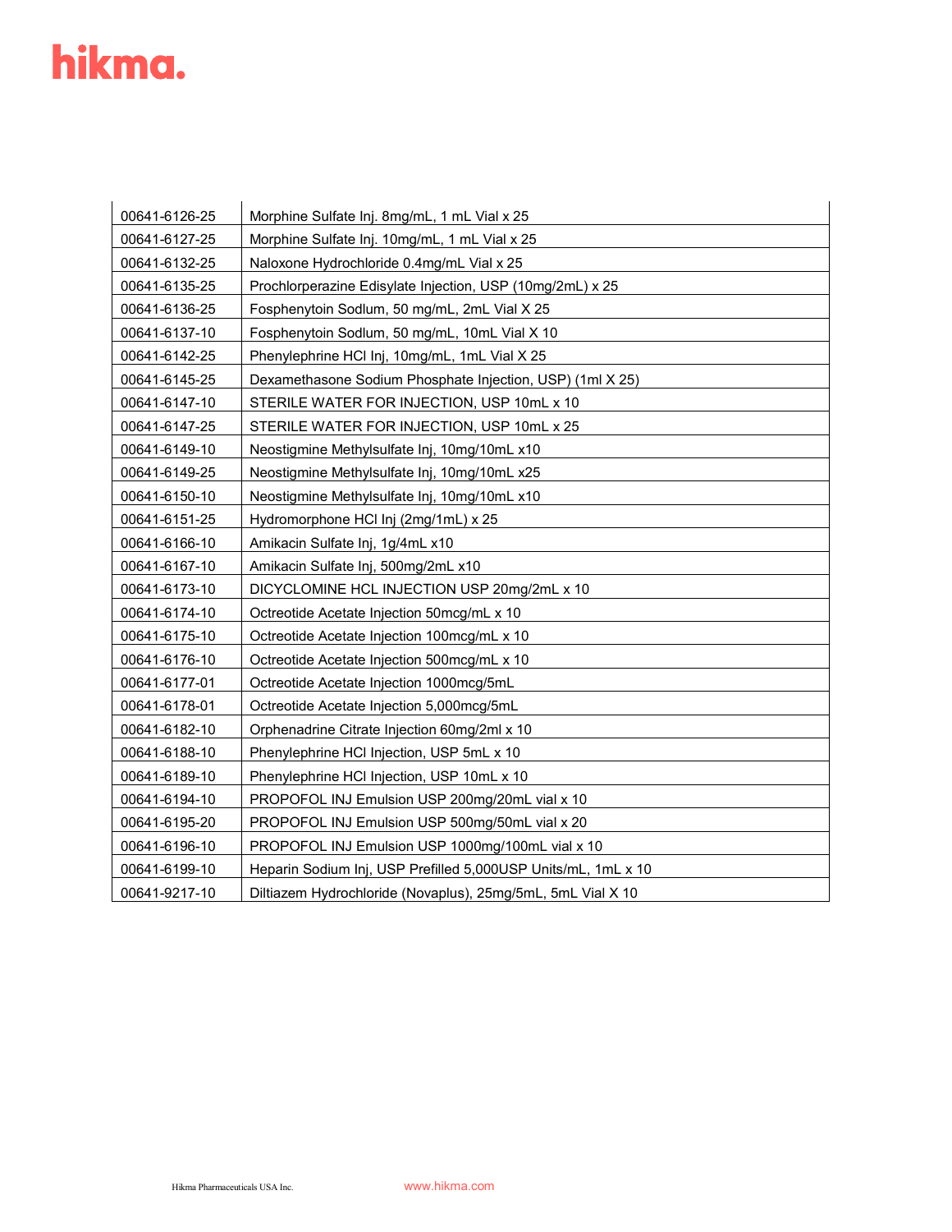| | |
|---|---|
| 00641-6126-25 | Morphine Sulfate Inj. 8mg/mL, 1 mL Vial x 25 |
| 00641-6127-25 | Morphine Sulfate Inj. 10mg/mL, 1 mL Vial x 25 |
| 00641-6132-25 | Naloxone Hydrochloride 0.4mg/mL Vial x 25 |
| 00641-6135-25 | Prochlorperazine Edisylate Injection, USP (10mg/2mL) x 25 |
| 00641-6136-25 | Fosphenytoin Sodlum, 50 mg/mL, 2mL Vial X 25 |
| 00641-6137-10 | Fosphenytoin Sodlum, 50 mg/mL, 10mL Vial X 10 |
| 00641-6142-25 | Phenylephrine HCl Inj, 10mg/mL, 1mL Vial X 25 |
| 00641-6145-25 | Dexamethasone Sodium Phosphate Injection, USP) (1ml X 25) |
| 00641-6147-10 | STERILE WATER FOR INJECTION, USP 10mL x 10 |
| 00641-6147-25 | STERILE WATER FOR INJECTION, USP 10mL x 25 |
| 00641-6149-10 | Neostigmine Methylsulfate Inj, 10mg/10mL x10 |
| 00641-6149-25 | Neostigmine Methylsulfate Inj, 10mg/10mL x25 |
| 00641-6150-10 | Neostigmine Methylsulfate Inj, 10mg/10mL x10 |
| 00641-6151-25 | Hydromorphone HCl Inj (2mg/1mL) x 25 |
| 00641-6166-10 | Amikacin Sulfate Inj, 1g/4mL x10 |
| 00641-6167-10 | Amikacin Sulfate Inj, 500mg/2mL x10 |
| 00641-6173-10 | DICYCLOMINE HCL INJECTION USP 20mg/2mL x 10 |
| 00641-6174-10 | Octreotide Acetate Injection 50mcg/mL x 10 |
| 00641-6175-10 | Octreotide Acetate Injection 100mcg/mL x 10 |
| 00641-6176-10 | Octreotide Acetate Injection 500mcg/mL x 10 |
| 00641-6177-01 | Octreotide Acetate Injection 1000mcg/5mL |
| 00641-6178-01 | Octreotide Acetate Injection 5,000mcg/5mL |
| 00641-6182-10 | Orphenadrine Citrate Injection 60mg/2ml x 10 |
| 00641-6188-10 | Phenylephrine HCl Injection, USP 5mL x 10 |
| 00641-6189-10 | Phenylephrine HCl Injection, USP 10mL x 10 |
| 00641-6194-10 | PROPOFOL INJ Emulsion USP 200mg/20mL vial x 10 |
| 00641-6195-20 | PROPOFOL INJ Emulsion USP 500mg/50mL vial x 20 |
| 00641-6196-10 | PROPOFOL INJ Emulsion USP 1000mg/100mL vial x 10 |
| 00641-6199-10 | Heparin Sodium Inj, USP Prefilled 5,000USP Units/mL, 1mL x 10 |
| 00641-9217-10 | Diltiazem Hydrochloride (Novaplus), 25mg/5mL, 5mL Vial X 10 |